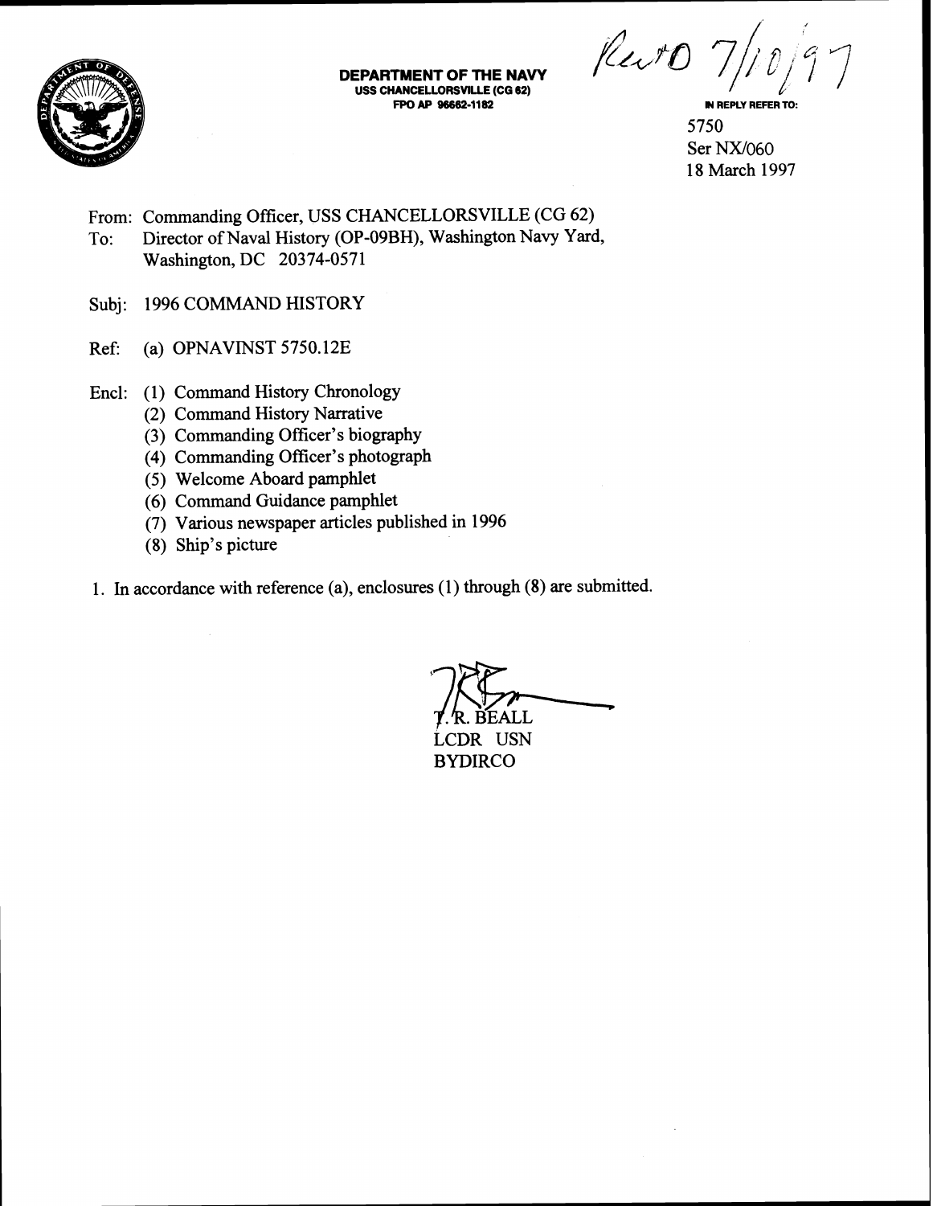**DEPARTMENT OF THE NAVY**
**USS CHANCELLORSVILLE (CG 62)**
**FPO AP 96662-1182**

Rec'd 7/10/97

IN REPLY REFER TO:
5750
Ser NX/060
18 March 1997

From: Commanding Officer, USS CHANCELLORSVILLE (CG 62)
To: Director of Naval History (OP-09BH), Washington Navy Yard, Washington, DC 20374-0571

Subj: 1996 COMMAND HISTORY

Ref: (a) OPNAVINST 5750.12E

Encl: (1) Command History Chronology
(2) Command History Narrative
(3) Commanding Officer's biography
(4) Commanding Officer's photograph
(5) Welcome Aboard pamphlet
(6) Command Guidance pamphlet
(7) Various newspaper articles published in 1996
(8) Ship's picture

1. In accordance with reference (a), enclosures (1) through (8) are submitted.

T. R. BEALL
LCDR USN
BYDIRCO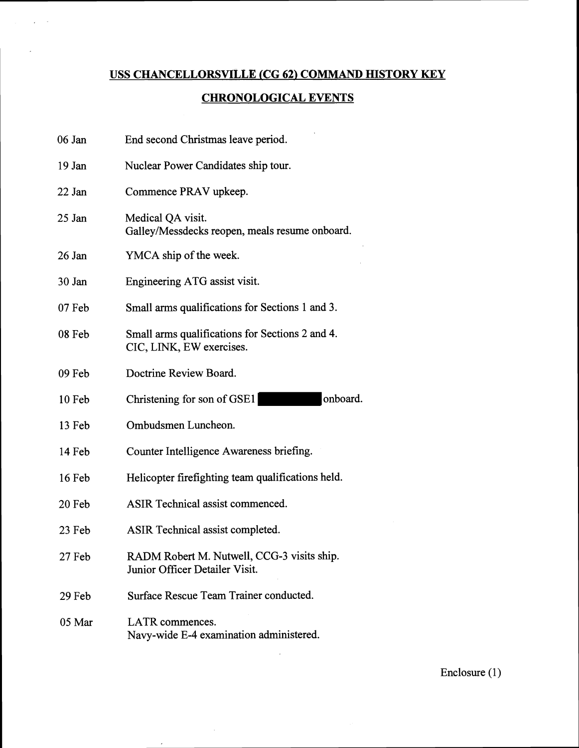# USS CHANCELLORSVILLE (CG 62) COMMAND HISTORY KEY

## CHRONOLOGICAL EVENTS

| | |
|---|---|
| 06 Jan | End second Christmas leave period. |
| 19 Jan | Nuclear Power Candidates ship tour. |
| 22 Jan | Commence PRAV upkeep. |
| 25 Jan | Medical QA visit.<br>Galley/Messdecks reopen, meals resume onboard. |
| 26 Jan | YMCA ship of the week. |
| 30 Jan | Engineering ATG assist visit. |
| 07 Feb | Small arms qualifications for Sections 1 and 3. |
| 08 Feb | Small arms qualifications for Sections 2 and 4.<br>CIC, LINK, EW exercises. |
| 09 Feb | Doctrine Review Board. |
| 10 Feb | Christening for son of GSE1 [REDACTED] onboard. |
| 13 Feb | Ombudsmen Luncheon. |
| 14 Feb | Counter Intelligence Awareness briefing. |
| 16 Feb | Helicopter firefighting team qualifications held. |
| 20 Feb | ASIR Technical assist commenced. |
| 23 Feb | ASIR Technical assist completed. |
| 27 Feb | RADM Robert M. Nutwell, CCG-3 visits ship.<br>Junior Officer Detailer Visit. |
| 29 Feb | Surface Rescue Team Trainer conducted. |
| 05 Mar | LATR commences.<br>Navy-wide E-4 examination administered. |

Enclosure (1)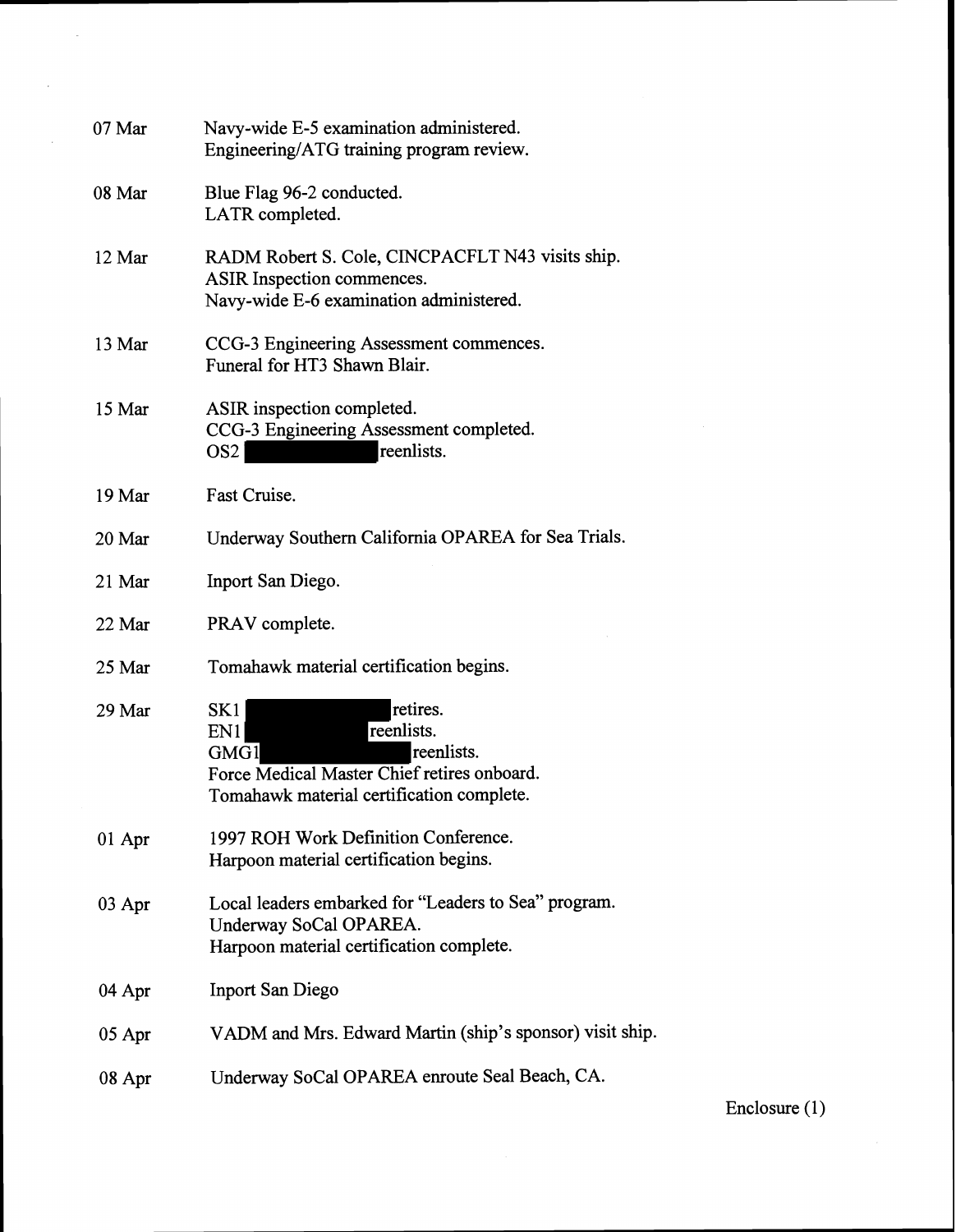| | |
|---|---|
| 07 Mar | Navy-wide E-5 examination administered.<br>Engineering/ATG training program review. |
| 08 Mar | Blue Flag 96-2 conducted.<br>LATR completed. |
| 12 Mar | RADM Robert S. Cole, CINCPACFLT N43 visits ship.<br>ASIR Inspection commences.<br>Navy-wide E-6 examination administered. |
| 13 Mar | CCG-3 Engineering Assessment commences.<br>Funeral for HT3 Shawn Blair. |
| 15 Mar | ASIR inspection completed.<br>CCG-3 Engineering Assessment completed.<br>OS2 [REDACTED] reenlists. |
| 19 Mar | Fast Cruise. |
| 20 Mar | Underway Southern California OPAREA for Sea Trials. |
| 21 Mar | Inport San Diego. |
| 22 Mar | PRAV complete. |
| 25 Mar | Tomahawk material certification begins. |
| 29 Mar | SK1 [REDACTED] retires.<br>EN1 [REDACTED] reenlists.<br>GMG1 [REDACTED] reenlists.<br>Force Medical Master Chief retires onboard.<br>Tomahawk material certification complete. |
| 01 Apr | 1997 ROH Work Definition Conference.<br>Harpoon material certification begins. |
| 03 Apr | Local leaders embarked for "Leaders to Sea" program.<br>Underway SoCal OPAREA.<br>Harpoon material certification complete. |
| 04 Apr | Inport San Diego |
| 05 Apr | VADM and Mrs. Edward Martin (ship's sponsor) visit ship. |
| 08 Apr | Underway SoCal OPAREA enroute Seal Beach, CA. |

Enclosure (1)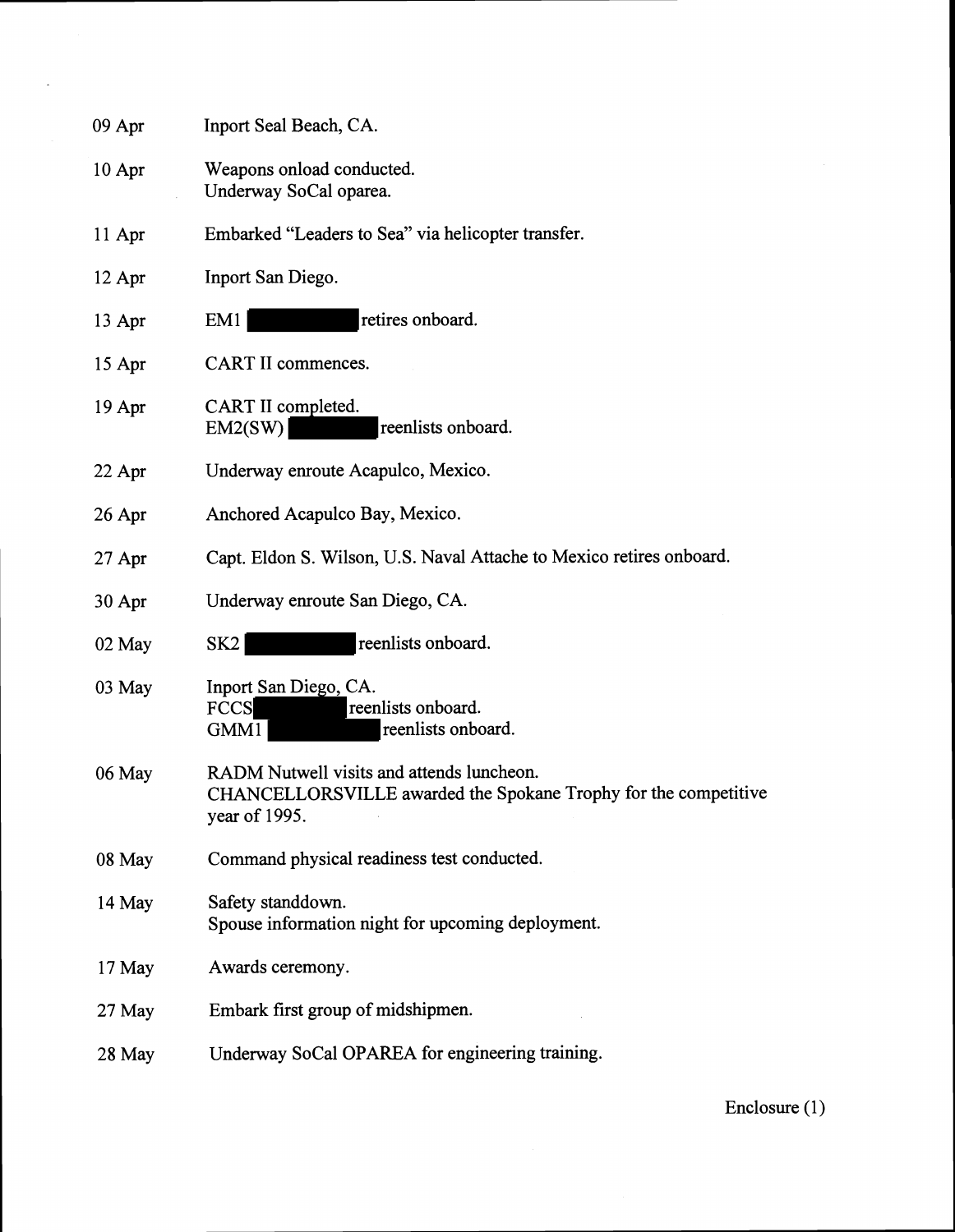| | |
|---|---|
| 09 Apr | Inport Seal Beach, CA. |
| 10 Apr | Weapons onload conducted.<br>Underway SoCal oparea. |
| 11 Apr | Embarked "Leaders to Sea" via helicopter transfer. |
| 12 Apr | Inport San Diego. |
| 13 Apr | EM1 ██████ retires onboard. |
| 15 Apr | CART II commences. |
| 19 Apr | CART II completed.<br>EM2(SW) ██████ reenlists onboard. |
| 22 Apr | Underway enroute Acapulco, Mexico. |
| 26 Apr | Anchored Acapulco Bay, Mexico. |
| 27 Apr | Capt. Eldon S. Wilson, U.S. Naval Attache to Mexico retires onboard. |
| 30 Apr | Underway enroute San Diego, CA. |
| 02 May | SK2 ██████ reenlists onboard. |
| 03 May | Inport San Diego, CA.<br>FCCS ██████ reenlists onboard.<br>GMM1 ██████ reenlists onboard. |
| 06 May | RADM Nutwell visits and attends luncheon.<br>CHANCELLORSVILLE awarded the Spokane Trophy for the competitive year of 1995. |
| 08 May | Command physical readiness test conducted. |
| 14 May | Safety standdown.<br>Spouse information night for upcoming deployment. |
| 17 May | Awards ceremony. |
| 27 May | Embark first group of midshipmen. |
| 28 May | Underway SoCal OPAREA for engineering training. |

Enclosure (1)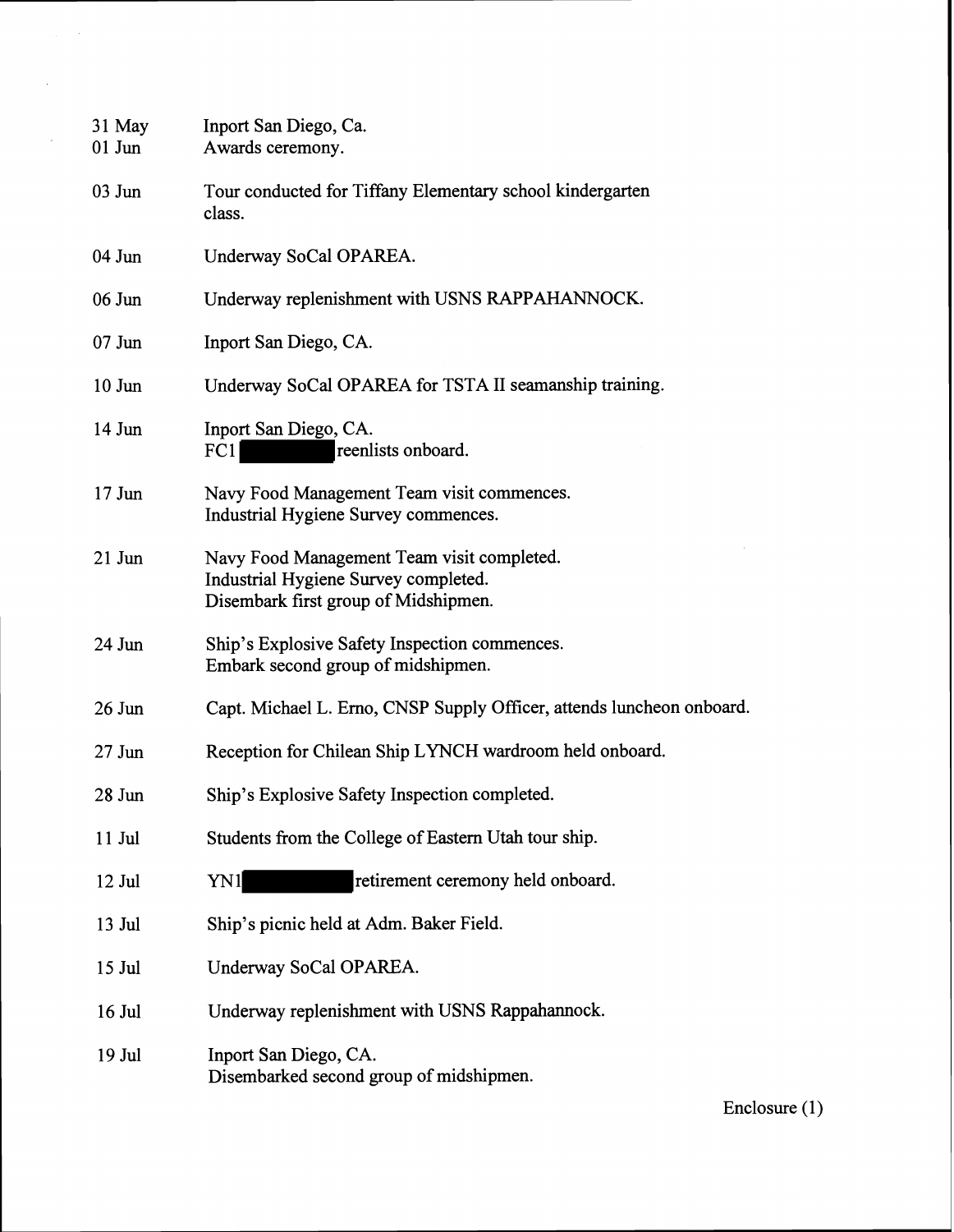| | |
|---|---|
| 31 May | Inport San Diego, Ca. |
| 01 Jun | Awards ceremony. |
| 03 Jun | Tour conducted for Tiffany Elementary school kindergarten class. |
| 04 Jun | Underway SoCal OPAREA. |
| 06 Jun | Underway replenishment with USNS RAPPAHANNOCK. |
| 07 Jun | Inport San Diego, CA. |
| 10 Jun | Underway SoCal OPAREA for TSTA II seamanship training. |
| 14 Jun | Inport San Diego, CA.<br>FC1 [REDACTED] reenlists onboard. |
| 17 Jun | Navy Food Management Team visit commences.<br>Industrial Hygiene Survey commences. |
| 21 Jun | Navy Food Management Team visit completed.<br>Industrial Hygiene Survey completed.<br>Disembark first group of Midshipmen. |
| 24 Jun | Ship's Explosive Safety Inspection commences.<br>Embark second group of midshipmen. |
| 26 Jun | Capt. Michael L. Erno, CNSP Supply Officer, attends luncheon onboard. |
| 27 Jun | Reception for Chilean Ship LYNCH wardroom held onboard. |
| 28 Jun | Ship's Explosive Safety Inspection completed. |
| 11 Jul | Students from the College of Eastern Utah tour ship. |
| 12 Jul | YN1 [REDACTED] retirement ceremony held onboard. |
| 13 Jul | Ship's picnic held at Adm. Baker Field. |
| 15 Jul | Underway SoCal OPAREA. |
| 16 Jul | Underway replenishment with USNS Rappahannock. |
| 19 Jul | Inport San Diego, CA.<br>Disembarked second group of midshipmen. |

Enclosure (1)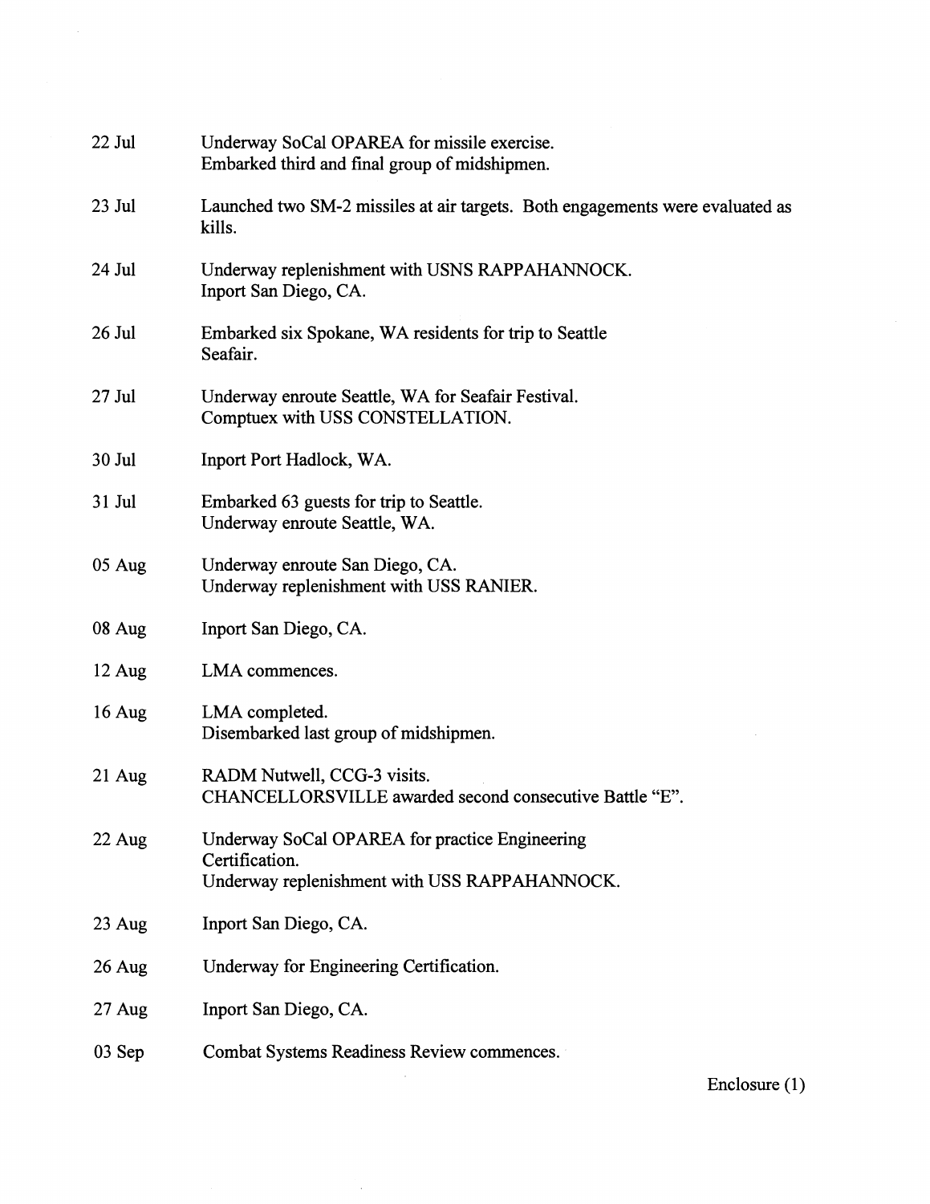| | |
|---|---|
| 22 Jul | Underway SoCal OPAREA for missile exercise.<br>Embarked third and final group of midshipmen. |
| 23 Jul | Launched two SM-2 missiles at air targets. Both engagements were evaluated as kills. |
| 24 Jul | Underway replenishment with USNS RAPPAHANNOCK.<br>Inport San Diego, CA. |
| 26 Jul | Embarked six Spokane, WA residents for trip to Seattle Seafair. |
| 27 Jul | Underway enroute Seattle, WA for Seafair Festival.<br>Comptuex with USS CONSTELLATION. |
| 30 Jul | Inport Port Hadlock, WA. |
| 31 Jul | Embarked 63 guests for trip to Seattle.<br>Underway enroute Seattle, WA. |
| 05 Aug | Underway enroute San Diego, CA.<br>Underway replenishment with USS RANIER. |
| 08 Aug | Inport San Diego, CA. |
| 12 Aug | LMA commences. |
| 16 Aug | LMA completed.<br>Disembarked last group of midshipmen. |
| 21 Aug | RADM Nutwell, CCG-3 visits.<br>CHANCELLORSVILLE awarded second consecutive Battle "E". |
| 22 Aug | Underway SoCal OPAREA for practice Engineering Certification.<br>Underway replenishment with USS RAPPAHANNOCK. |
| 23 Aug | Inport San Diego, CA. |
| 26 Aug | Underway for Engineering Certification. |
| 27 Aug | Inport San Diego, CA. |
| 03 Sep | Combat Systems Readiness Review commences. |

Enclosure (1)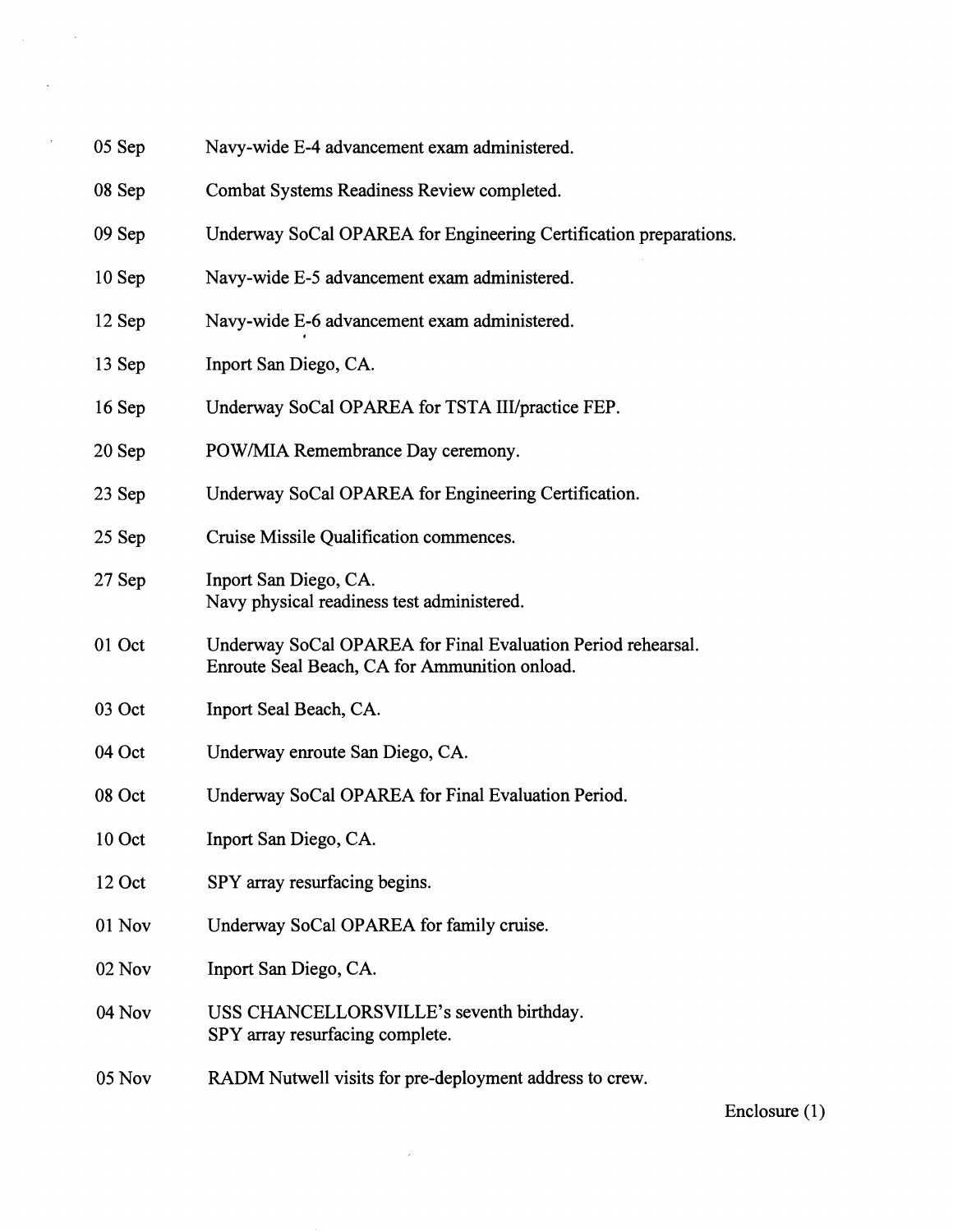| | |
|---|---|
| 05 Sep | Navy-wide E-4 advancement exam administered. |
| 08 Sep | Combat Systems Readiness Review completed. |
| 09 Sep | Underway SoCal OPAREA for Engineering Certification preparations. |
| 10 Sep | Navy-wide E-5 advancement exam administered. |
| 12 Sep | Navy-wide E-6 advancement exam administered. |
| 13 Sep | Inport San Diego, CA. |
| 16 Sep | Underway SoCal OPAREA for TSTA III/practice FEP. |
| 20 Sep | POW/MIA Remembrance Day ceremony. |
| 23 Sep | Underway SoCal OPAREA for Engineering Certification. |
| 25 Sep | Cruise Missile Qualification commences. |
| 27 Sep | Inport San Diego, CA.<br>Navy physical readiness test administered. |
| 01 Oct | Underway SoCal OPAREA for Final Evaluation Period rehearsal.<br>Enroute Seal Beach, CA for Ammunition onload. |
| 03 Oct | Inport Seal Beach, CA. |
| 04 Oct | Underway enroute San Diego, CA. |
| 08 Oct | Underway SoCal OPAREA for Final Evaluation Period. |
| 10 Oct | Inport San Diego, CA. |
| 12 Oct | SPY array resurfacing begins. |
| 01 Nov | Underway SoCal OPAREA for family cruise. |
| 02 Nov | Inport San Diego, CA. |
| 04 Nov | USS CHANCELLORSVILLE's seventh birthday.<br>SPY array resurfacing complete. |
| 05 Nov | RADM Nutwell visits for pre-deployment address to crew. |

Enclosure (1)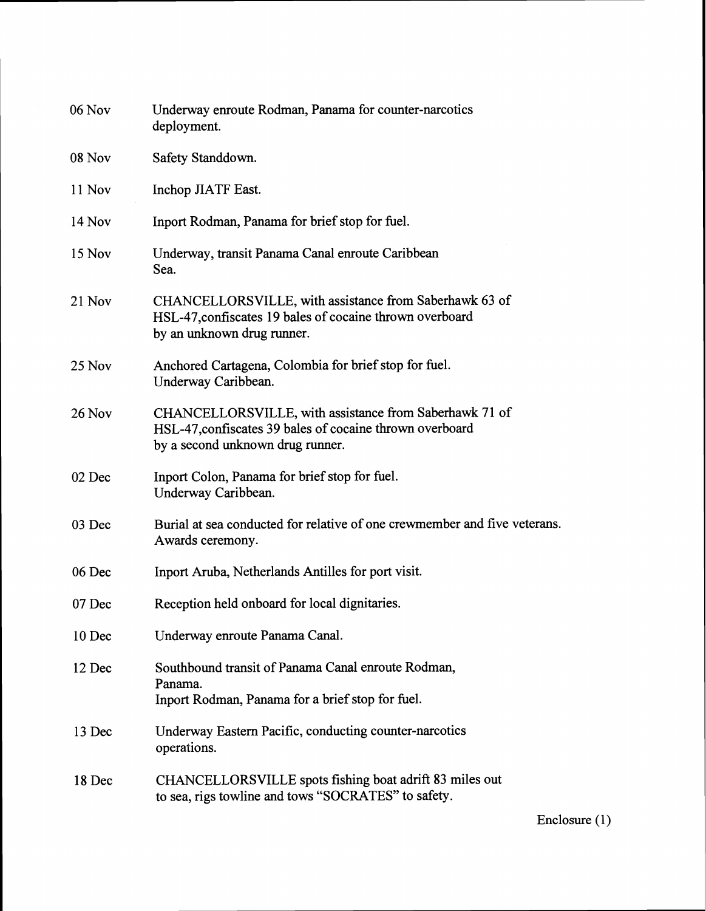| | |
|---|---|
| 06 Nov | Underway enroute Rodman, Panama for counter-narcotics deployment. |
| 08 Nov | Safety Standdown. |
| 11 Nov | Inchop JIATF East. |
| 14 Nov | Inport Rodman, Panama for brief stop for fuel. |
| 15 Nov | Underway, transit Panama Canal enroute Caribbean Sea. |
| 21 Nov | CHANCELLORSVILLE, with assistance from Saberhawk 63 of HSL-47,confiscates 19 bales of cocaine thrown overboard by an unknown drug runner. |
| 25 Nov | Anchored Cartagena, Colombia for brief stop for fuel. Underway Caribbean. |
| 26 Nov | CHANCELLORSVILLE, with assistance from Saberhawk 71 of HSL-47,confiscates 39 bales of cocaine thrown overboard by a second unknown drug runner. |
| 02 Dec | Inport Colon, Panama for brief stop for fuel. Underway Caribbean. |
| 03 Dec | Burial at sea conducted for relative of one crewmember and five veterans. Awards ceremony. |
| 06 Dec | Inport Aruba, Netherlands Antilles for port visit. |
| 07 Dec | Reception held onboard for local dignitaries. |
| 10 Dec | Underway enroute Panama Canal. |
| 12 Dec | Southbound transit of Panama Canal enroute Rodman, Panama. Inport Rodman, Panama for a brief stop for fuel. |
| 13 Dec | Underway Eastern Pacific, conducting counter-narcotics operations. |
| 18 Dec | CHANCELLORSVILLE spots fishing boat adrift 83 miles out to sea, rigs towline and tows "SOCRATES" to safety. |

Enclosure (1)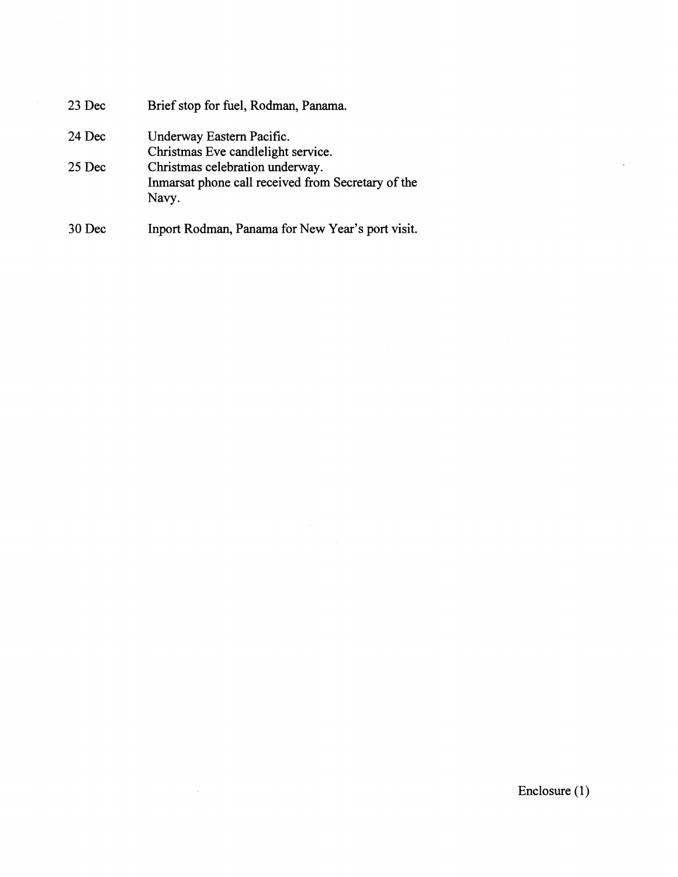| | |
|---|---|
| 23 Dec | Brief stop for fuel, Rodman, Panama. |
| 24 Dec | Underway Eastern Pacific.<br>Christmas Eve candlelight service. |
| 25 Dec | Christmas celebration underway.<br>Inmarsat phone call received from Secretary of the Navy. |
| 30 Dec | Inport Rodman, Panama for New Year's port visit. |

Enclosure (1)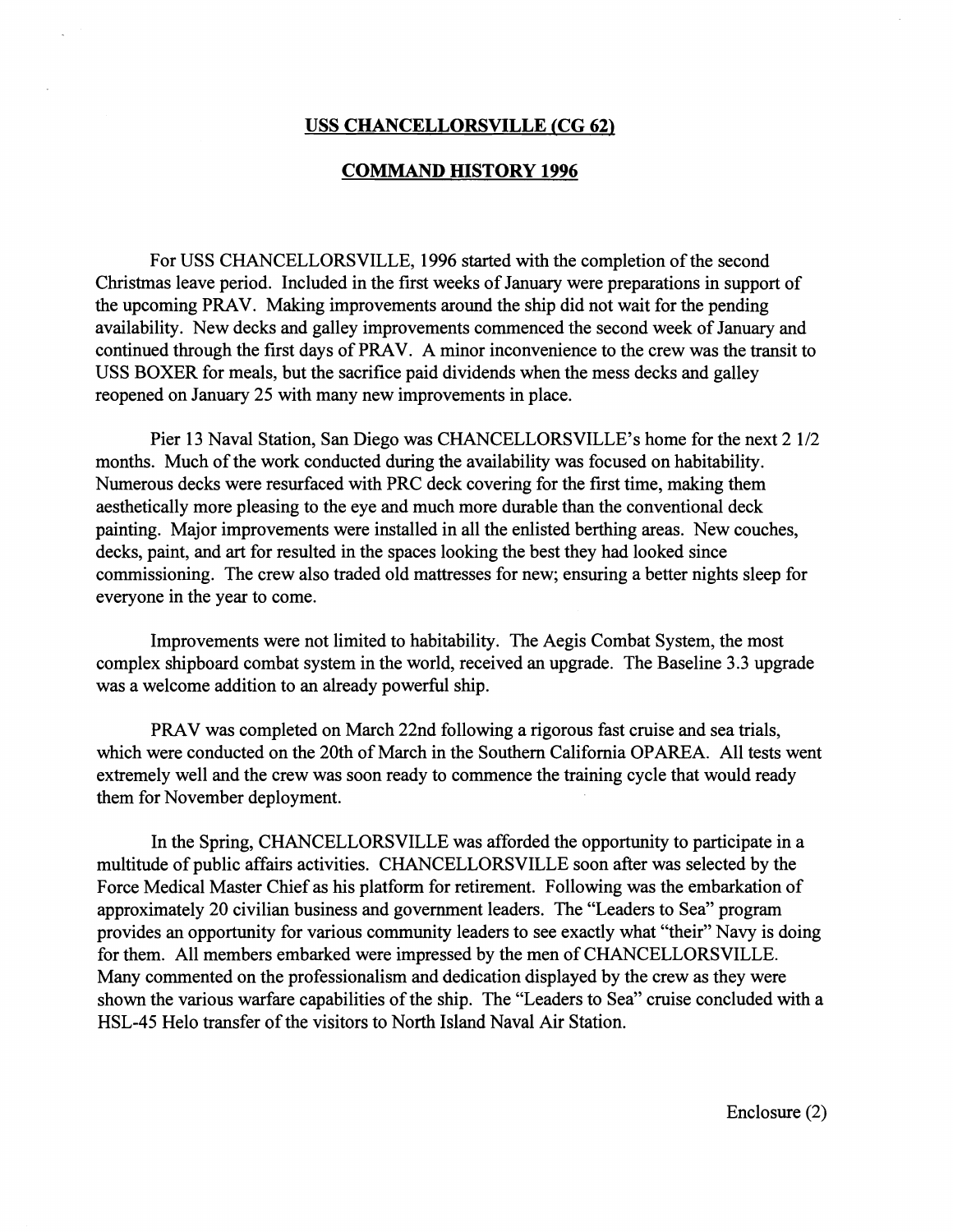**USS CHANCELLORSVILLE (CG 62)**

**COMMAND HISTORY 1996**

For USS CHANCELLORSVILLE, 1996 started with the completion of the second Christmas leave period. Included in the first weeks of January were preparations in support of the upcoming PRAV. Making improvements around the ship did not wait for the pending availability. New decks and galley improvements commenced the second week of January and continued through the first days of PRAV. A minor inconvenience to the crew was the transit to USS BOXER for meals, but the sacrifice paid dividends when the mess decks and galley reopened on January 25 with many new improvements in place.

Pier 13 Naval Station, San Diego was CHANCELLORSVILLE's home for the next 2 1/2 months. Much of the work conducted during the availability was focused on habitability. Numerous decks were resurfaced with PRC deck covering for the first time, making them aesthetically more pleasing to the eye and much more durable than the conventional deck painting. Major improvements were installed in all the enlisted berthing areas. New couches, decks, paint, and art for resulted in the spaces looking the best they had looked since commissioning. The crew also traded old mattresses for new; ensuring a better nights sleep for everyone in the year to come.

Improvements were not limited to habitability. The Aegis Combat System, the most complex shipboard combat system in the world, received an upgrade. The Baseline 3.3 upgrade was a welcome addition to an already powerful ship.

PRAV was completed on March 22nd following a rigorous fast cruise and sea trials, which were conducted on the 20th of March in the Southern California OPAREA. All tests went extremely well and the crew was soon ready to commence the training cycle that would ready them for November deployment.

In the Spring, CHANCELLORSVILLE was afforded the opportunity to participate in a multitude of public affairs activities. CHANCELLORSVILLE soon after was selected by the Force Medical Master Chief as his platform for retirement. Following was the embarkation of approximately 20 civilian business and government leaders. The "Leaders to Sea" program provides an opportunity for various community leaders to see exactly what "their" Navy is doing for them. All members embarked were impressed by the men of CHANCELLORSVILLE. Many commented on the professionalism and dedication displayed by the crew as they were shown the various warfare capabilities of the ship. The "Leaders to Sea" cruise concluded with a HSL-45 Helo transfer of the visitors to North Island Naval Air Station.

Enclosure (2)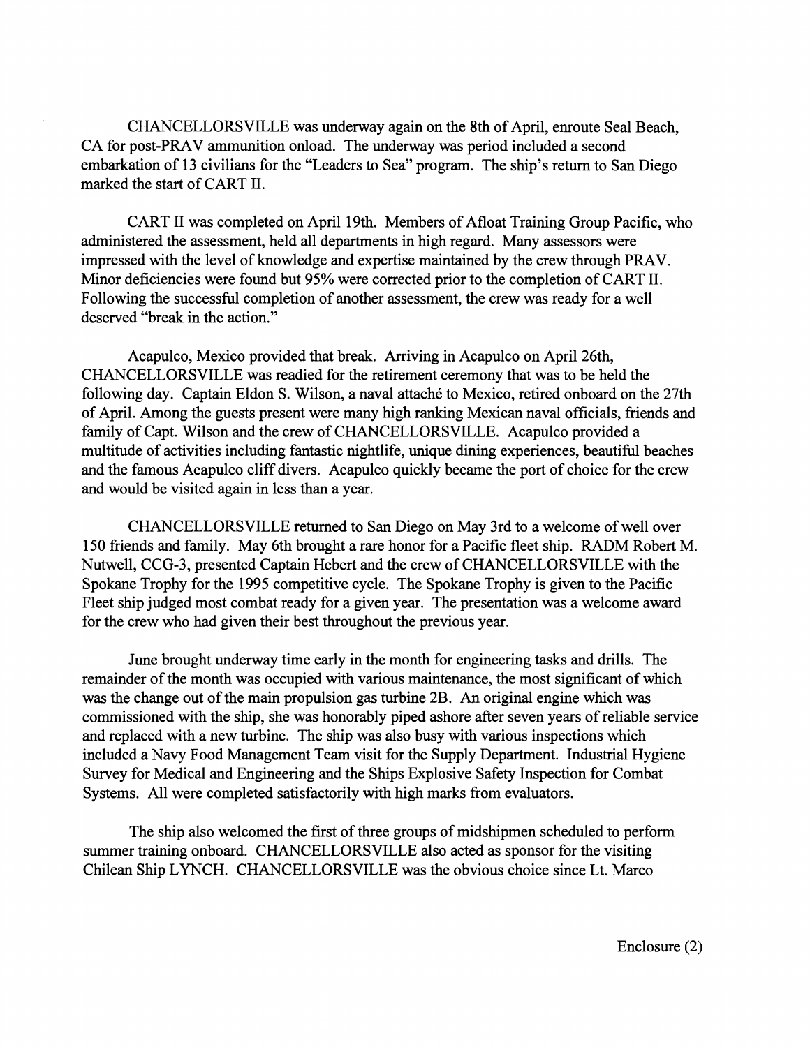CHANCELLORSVILLE was underway again on the 8th of April, enroute Seal Beach, CA for post-PRAV ammunition onload. The underway was period included a second embarkation of 13 civilians for the "Leaders to Sea" program. The ship's return to San Diego marked the start of CART II.

CART II was completed on April 19th. Members of Afloat Training Group Pacific, who administered the assessment, held all departments in high regard. Many assessors were impressed with the level of knowledge and expertise maintained by the crew through PRAV. Minor deficiencies were found but 95% were corrected prior to the completion of CART II. Following the successful completion of another assessment, the crew was ready for a well deserved "break in the action."

Acapulco, Mexico provided that break. Arriving in Acapulco on April 26th, CHANCELLORSVILLE was readied for the retirement ceremony that was to be held the following day. Captain Eldon S. Wilson, a naval attaché to Mexico, retired onboard on the 27th of April. Among the guests present were many high ranking Mexican naval officials, friends and family of Capt. Wilson and the crew of CHANCELLORSVILLE. Acapulco provided a multitude of activities including fantastic nightlife, unique dining experiences, beautiful beaches and the famous Acapulco cliff divers. Acapulco quickly became the port of choice for the crew and would be visited again in less than a year.

CHANCELLORSVILLE returned to San Diego on May 3rd to a welcome of well over 150 friends and family. May 6th brought a rare honor for a Pacific fleet ship. RADM Robert M. Nutwell, CCG-3, presented Captain Hebert and the crew of CHANCELLORSVILLE with the Spokane Trophy for the 1995 competitive cycle. The Spokane Trophy is given to the Pacific Fleet ship judged most combat ready for a given year. The presentation was a welcome award for the crew who had given their best throughout the previous year.

June brought underway time early in the month for engineering tasks and drills. The remainder of the month was occupied with various maintenance, the most significant of which was the change out of the main propulsion gas turbine 2B. An original engine which was commissioned with the ship, she was honorably piped ashore after seven years of reliable service and replaced with a new turbine. The ship was also busy with various inspections which included a Navy Food Management Team visit for the Supply Department. Industrial Hygiene Survey for Medical and Engineering and the Ships Explosive Safety Inspection for Combat Systems. All were completed satisfactorily with high marks from evaluators.

The ship also welcomed the first of three groups of midshipmen scheduled to perform summer training onboard. CHANCELLORSVILLE also acted as sponsor for the visiting Chilean Ship LYNCH. CHANCELLORSVILLE was the obvious choice since Lt. Marco

Enclosure (2)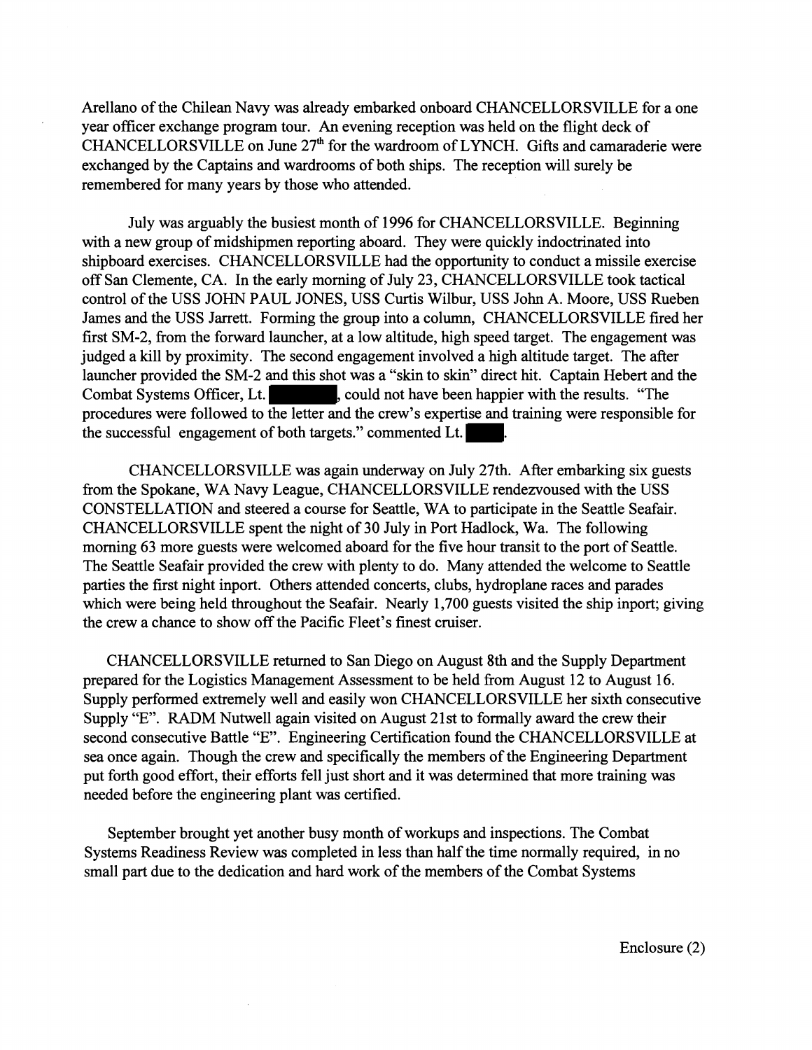Arellano of the Chilean Navy was already embarked onboard CHANCELLORSVILLE for a one year officer exchange program tour. An evening reception was held on the flight deck of CHANCELLORSVILLE on June 27th for the wardroom of LYNCH. Gifts and camaraderie were exchanged by the Captains and wardrooms of both ships. The reception will surely be remembered for many years by those who attended.

July was arguably the busiest month of 1996 for CHANCELLORSVILLE. Beginning with a new group of midshipmen reporting aboard. They were quickly indoctrinated into shipboard exercises. CHANCELLORSVILLE had the opportunity to conduct a missile exercise off San Clemente, CA. In the early morning of July 23, CHANCELLORSVILLE took tactical control of the USS JOHN PAUL JONES, USS Curtis Wilbur, USS John A. Moore, USS Rueben James and the USS Jarrett. Forming the group into a column, CHANCELLORSVILLE fired her first SM-2, from the forward launcher, at a low altitude, high speed target. The engagement was judged a kill by proximity. The second engagement involved a high altitude target. The after launcher provided the SM-2 and this shot was a "skin to skin" direct hit. Captain Hebert and the Combat Systems Officer, Lt. ██████, could not have been happier with the results. "The procedures were followed to the letter and the crew's expertise and training were responsible for the successful engagement of both targets." commented Lt. ████.

CHANCELLORSVILLE was again underway on July 27th. After embarking six guests from the Spokane, WA Navy League, CHANCELLORSVILLE rendezvoused with the USS CONSTELLATION and steered a course for Seattle, WA to participate in the Seattle Seafair. CHANCELLORSVILLE spent the night of 30 July in Port Hadlock, Wa. The following morning 63 more guests were welcomed aboard for the five hour transit to the port of Seattle. The Seattle Seafair provided the crew with plenty to do. Many attended the welcome to Seattle parties the first night inport. Others attended concerts, clubs, hydroplane races and parades which were being held throughout the Seafair. Nearly 1,700 guests visited the ship inport; giving the crew a chance to show off the Pacific Fleet's finest cruiser.

CHANCELLORSVILLE returned to San Diego on August 8th and the Supply Department prepared for the Logistics Management Assessment to be held from August 12 to August 16. Supply performed extremely well and easily won CHANCELLORSVILLE her sixth consecutive Supply "E". RADM Nutwell again visited on August 21st to formally award the crew their second consecutive Battle "E". Engineering Certification found the CHANCELLORSVILLE at sea once again. Though the crew and specifically the members of the Engineering Department put forth good effort, their efforts fell just short and it was determined that more training was needed before the engineering plant was certified.

September brought yet another busy month of workups and inspections. The Combat Systems Readiness Review was completed in less than half the time normally required, in no small part due to the dedication and hard work of the members of the Combat Systems

Enclosure (2)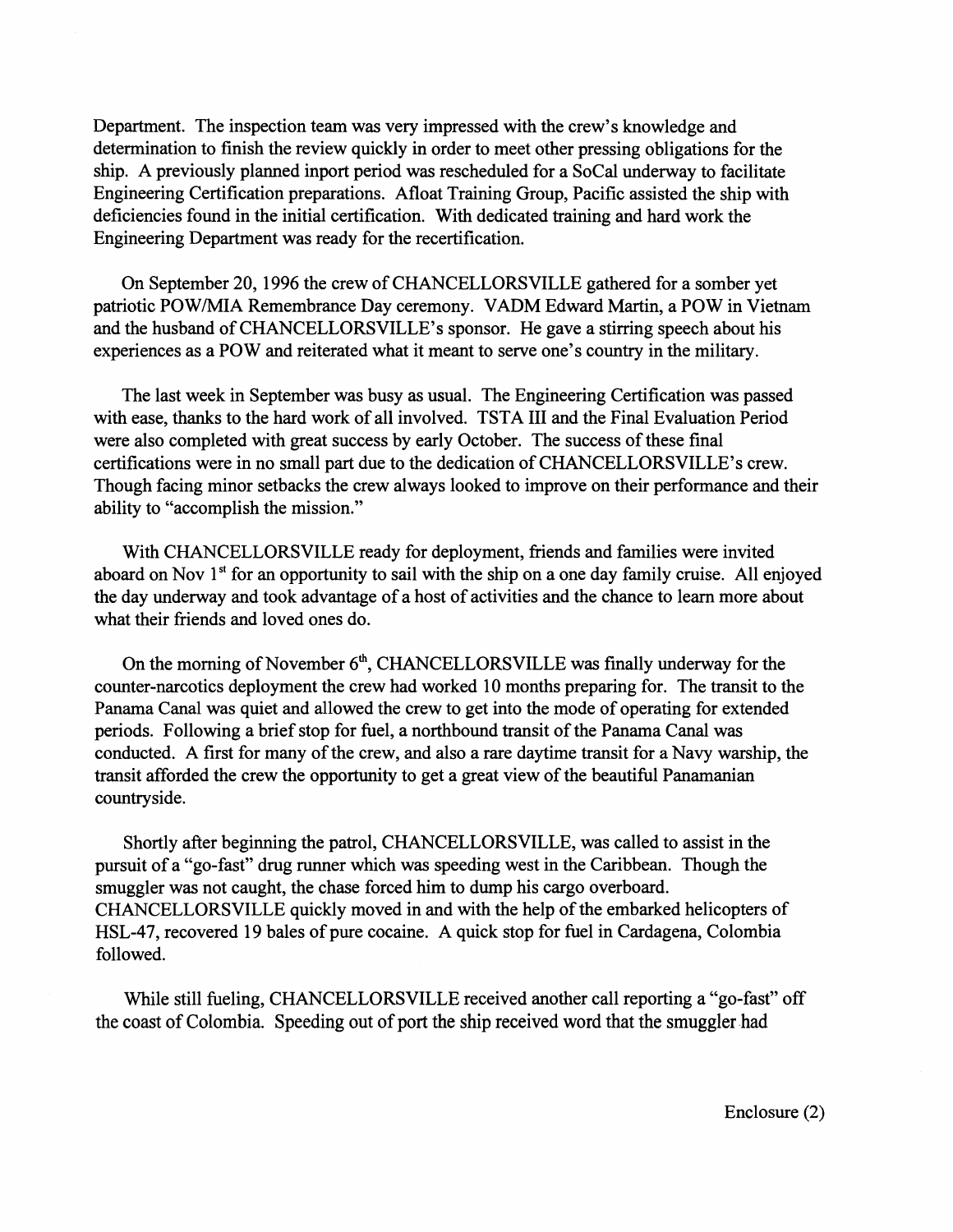Department. The inspection team was very impressed with the crew's knowledge and determination to finish the review quickly in order to meet other pressing obligations for the ship. A previously planned inport period was rescheduled for a SoCal underway to facilitate Engineering Certification preparations. Afloat Training Group, Pacific assisted the ship with deficiencies found in the initial certification. With dedicated training and hard work the Engineering Department was ready for the recertification.

On September 20, 1996 the crew of CHANCELLORSVILLE gathered for a somber yet patriotic POW/MIA Remembrance Day ceremony. VADM Edward Martin, a POW in Vietnam and the husband of CHANCELLORSVILLE's sponsor. He gave a stirring speech about his experiences as a POW and reiterated what it meant to serve one's country in the military.

The last week in September was busy as usual. The Engineering Certification was passed with ease, thanks to the hard work of all involved. TSTA III and the Final Evaluation Period were also completed with great success by early October. The success of these final certifications were in no small part due to the dedication of CHANCELLORSVILLE's crew. Though facing minor setbacks the crew always looked to improve on their performance and their ability to "accomplish the mission."

With CHANCELLORSVILLE ready for deployment, friends and families were invited aboard on Nov 1st for an opportunity to sail with the ship on a one day family cruise. All enjoyed the day underway and took advantage of a host of activities and the chance to learn more about what their friends and loved ones do.

On the morning of November 6th, CHANCELLORSVILLE was finally underway for the counter-narcotics deployment the crew had worked 10 months preparing for. The transit to the Panama Canal was quiet and allowed the crew to get into the mode of operating for extended periods. Following a brief stop for fuel, a northbound transit of the Panama Canal was conducted. A first for many of the crew, and also a rare daytime transit for a Navy warship, the transit afforded the crew the opportunity to get a great view of the beautiful Panamanian countryside.

Shortly after beginning the patrol, CHANCELLORSVILLE, was called to assist in the pursuit of a "go-fast" drug runner which was speeding west in the Caribbean. Though the smuggler was not caught, the chase forced him to dump his cargo overboard. CHANCELLORSVILLE quickly moved in and with the help of the embarked helicopters of HSL-47, recovered 19 bales of pure cocaine. A quick stop for fuel in Cardagena, Colombia followed.

While still fueling, CHANCELLORSVILLE received another call reporting a "go-fast" off the coast of Colombia. Speeding out of port the ship received word that the smuggler had

Enclosure (2)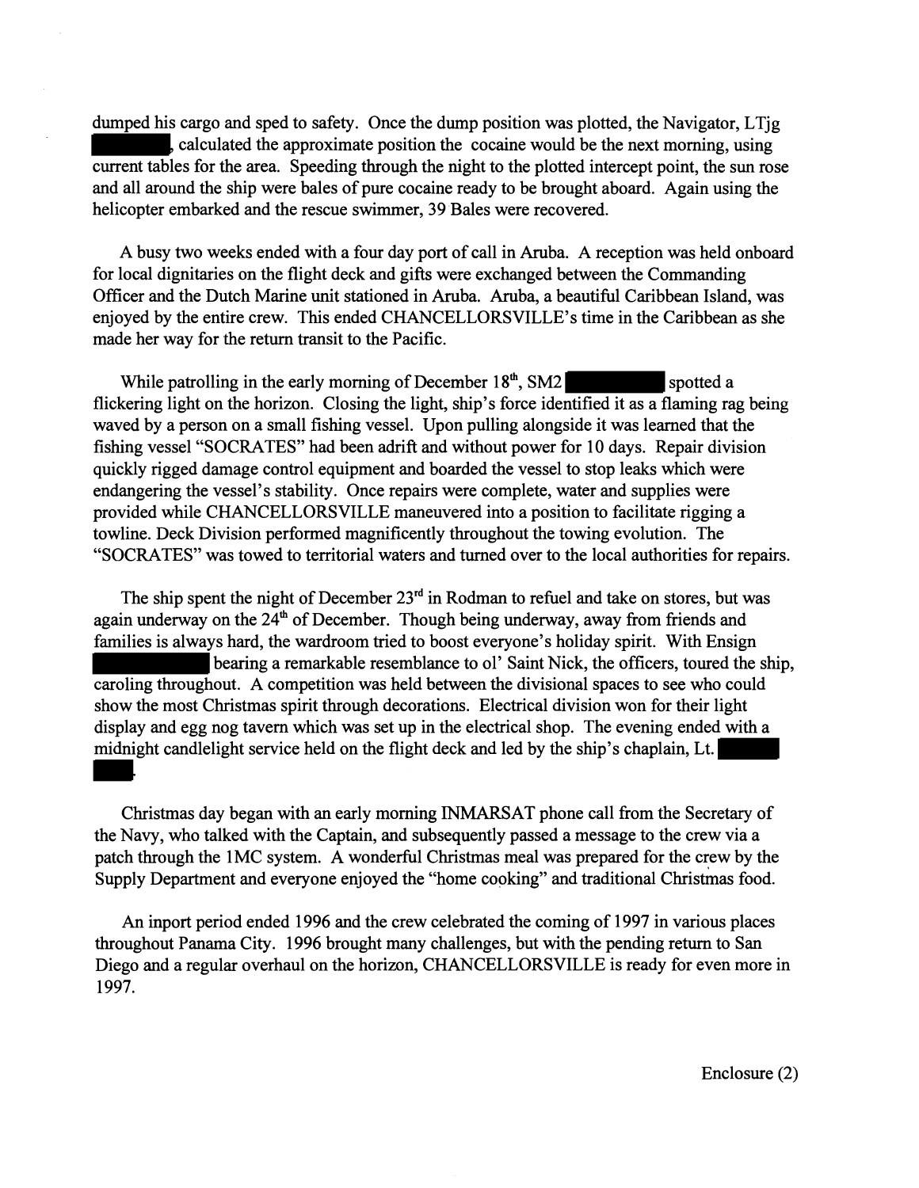dumped his cargo and sped to safety. Once the dump position was plotted, the Navigator, LTjg ██████, calculated the approximate position the cocaine would be the next morning, using current tables for the area. Speeding through the night to the plotted intercept point, the sun rose and all around the ship were bales of pure cocaine ready to be brought aboard. Again using the helicopter embarked and the rescue swimmer, 39 Bales were recovered.

A busy two weeks ended with a four day port of call in Aruba. A reception was held onboard for local dignitaries on the flight deck and gifts were exchanged between the Commanding Officer and the Dutch Marine unit stationed in Aruba. Aruba, a beautiful Caribbean Island, was enjoyed by the entire crew. This ended CHANCELLORSVILLE's time in the Caribbean as she made her way for the return transit to the Pacific.

While patrolling in the early morning of December 18th, SM2 ████████ spotted a flickering light on the horizon. Closing the light, ship's force identified it as a flaming rag being waved by a person on a small fishing vessel. Upon pulling alongside it was learned that the fishing vessel "SOCRATES" had been adrift and without power for 10 days. Repair division quickly rigged damage control equipment and boarded the vessel to stop leaks which were endangering the vessel's stability. Once repairs were complete, water and supplies were provided while CHANCELLORSVILLE maneuvered into a position to facilitate rigging a towline. Deck Division performed magnificently throughout the towing evolution. The "SOCRATES" was towed to territorial waters and turned over to the local authorities for repairs.

The ship spent the night of December 23rd in Rodman to refuel and take on stores, but was again underway on the 24th of December. Though being underway, away from friends and families is always hard, the wardroom tried to boost everyone's holiday spirit. With Ensign ██████████ bearing a remarkable resemblance to ol' Saint Nick, the officers, toured the ship, caroling throughout. A competition was held between the divisional spaces to see who could show the most Christmas spirit through decorations. Electrical division won for their light display and egg nog tavern which was set up in the electrical shop. The evening ended with a midnight candlelight service held on the flight deck and led by the ship's chaplain, Lt. ██████.

Christmas day began with an early morning INMARSAT phone call from the Secretary of the Navy, who talked with the Captain, and subsequently passed a message to the crew via a patch through the 1MC system. A wonderful Christmas meal was prepared for the crew by the Supply Department and everyone enjoyed the "home cooking" and traditional Christmas food.

An inport period ended 1996 and the crew celebrated the coming of 1997 in various places throughout Panama City. 1996 brought many challenges, but with the pending return to San Diego and a regular overhaul on the horizon, CHANCELLORSVILLE is ready for even more in 1997.

Enclosure (2)